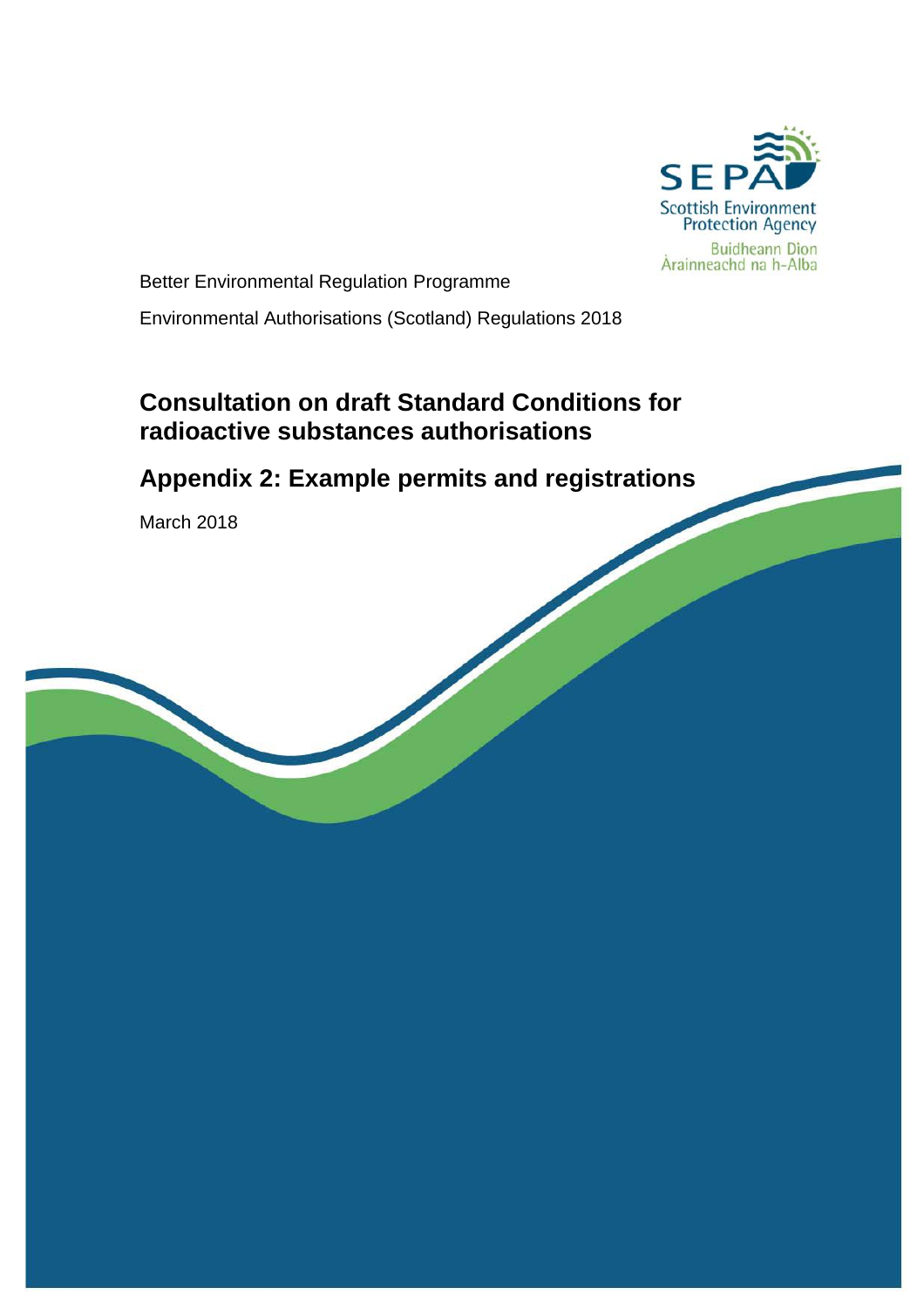SEPA
Scottish Environment Protection Agency
Buidheann Dìon Àrainneachd na h-Alba

Better Environmental Regulation Programme

Environmental Authorisations (Scotland) Regulations 2018

# Consultation on draft Standard Conditions for radioactive substances authorisations

## Appendix 2: Example permits and registrations

March 2018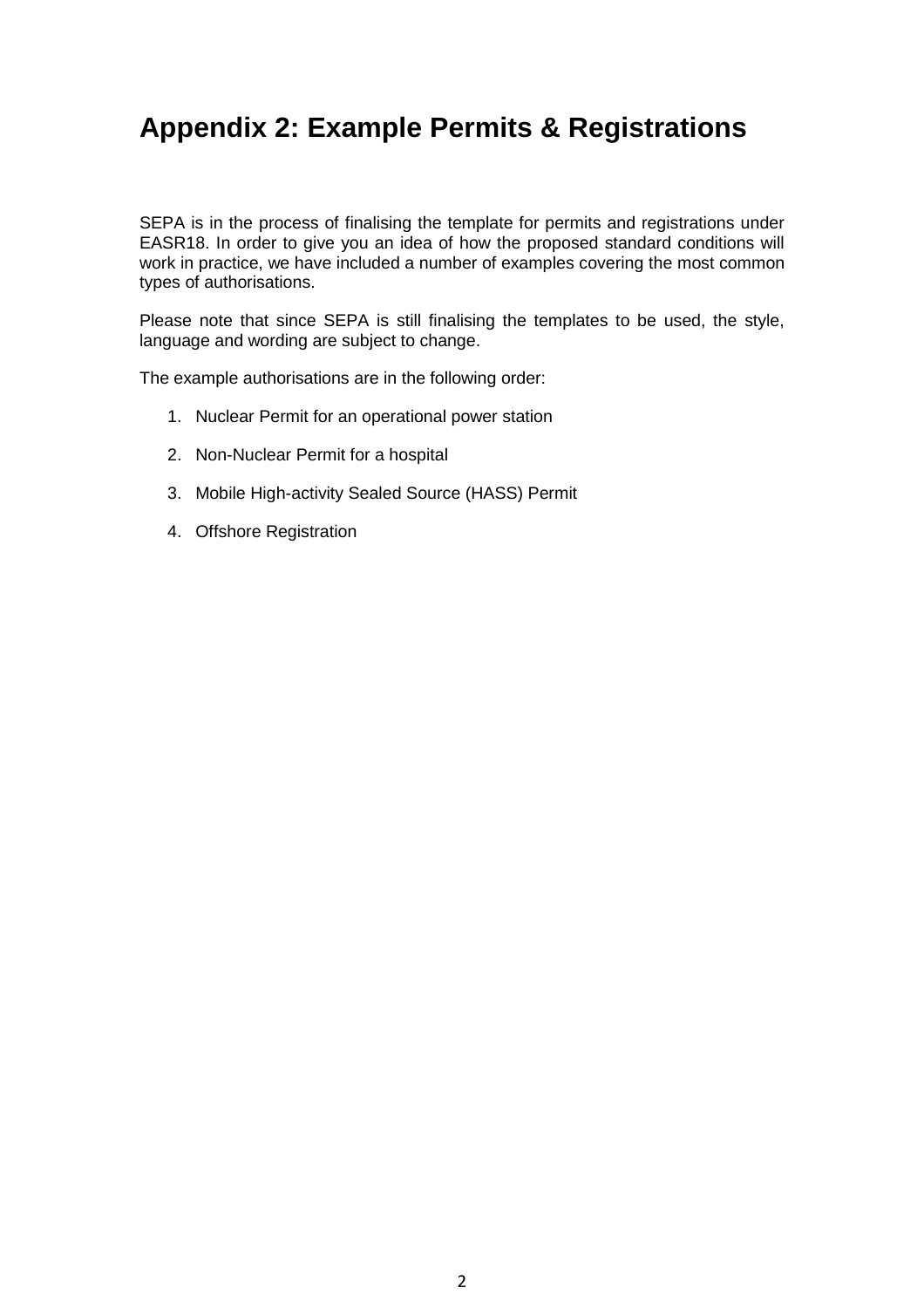# Appendix 2: Example Permits & Registrations

SEPA is in the process of finalising the template for permits and registrations under EASR18. In order to give you an idea of how the proposed standard conditions will work in practice, we have included a number of examples covering the most common types of authorisations.

Please note that since SEPA is still finalising the templates to be used, the style, language and wording are subject to change.

The example authorisations are in the following order:

1. Nuclear Permit for an operational power station
2. Non-Nuclear Permit for a hospital
3. Mobile High-activity Sealed Source (HASS) Permit
4. Offshore Registration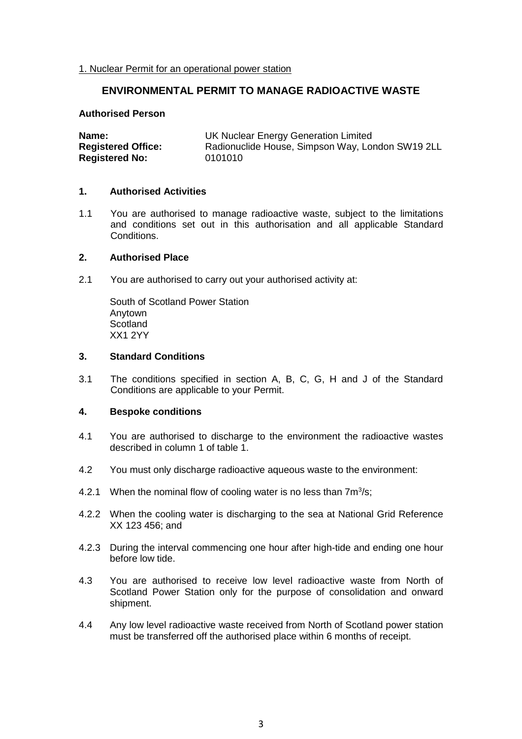1. Nuclear Permit for an operational power station

## ENVIRONMENTAL PERMIT TO MANAGE RADIOACTIVE WASTE

**Authorised Person**

**Name:** UK Nuclear Energy Generation Limited
**Registered Office:** Radionuclide House, Simpson Way, London SW19 2LL
**Registered No:** 0101010

### 1. Authorised Activities

1.1 You are authorised to manage radioactive waste, subject to the limitations and conditions set out in this authorisation and all applicable Standard Conditions.

### 2. Authorised Place

2.1 You are authorised to carry out your authorised activity at:

South of Scotland Power Station
Anytown
Scotland
XX1 2YY

### 3. Standard Conditions

3.1 The conditions specified in section A, B, C, G, H and J of the Standard Conditions are applicable to your Permit.

### 4. Bespoke conditions

4.1 You are authorised to discharge to the environment the radioactive wastes described in column 1 of table 1.

4.2 You must only discharge radioactive aqueous waste to the environment:

4.2.1 When the nominal flow of cooling water is no less than $7m^3/s$;

4.2.2 When the cooling water is discharging to the sea at National Grid Reference XX 123 456; and

4.2.3 During the interval commencing one hour after high-tide and ending one hour before low tide.

4.3 You are authorised to receive low level radioactive waste from North of Scotland Power Station only for the purpose of consolidation and onward shipment.

4.4 Any low level radioactive waste received from North of Scotland power station must be transferred off the authorised place within 6 months of receipt.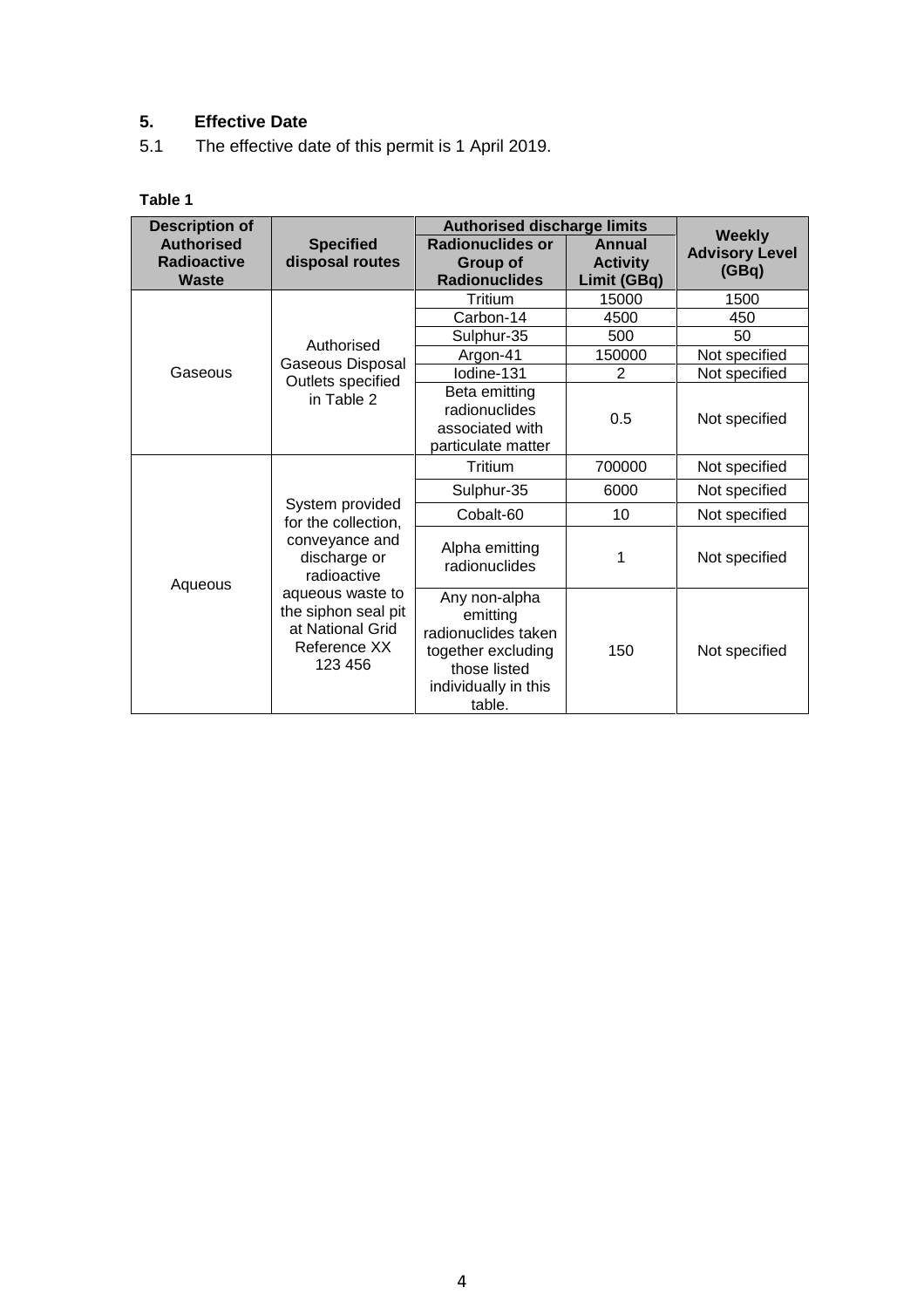## 5. Effective Date

5.1 The effective date of this permit is 1 April 2019.

**Table 1**

| Description of Authorised Radioactive Waste | Specified disposal routes | Authorised discharge limits | | Weekly Advisory Level (GBq) |
|---|---|---|---|---|
| | | Radionuclides or Group of Radionuclides | Annual Activity Limit (GBq) | |
| Gaseous | Authorised Gaseous Disposal Outlets specified in Table 2 | Tritium | 15000 | 1500 |
| | | Carbon-14 | 4500 | 450 |
| | | Sulphur-35 | 500 | 50 |
| | | Argon-41 | 150000 | Not specified |
| | | Iodine-131 | 2 | Not specified |
| | | Beta emitting radionuclides associated with particulate matter | 0.5 | Not specified |
| Aqueous | System provided for the collection, conveyance and discharge or radioactive aqueous waste to the siphon seal pit at National Grid Reference XX 123 456 | Tritium | 700000 | Not specified |
| | | Sulphur-35 | 6000 | Not specified |
| | | Cobalt-60 | 10 | Not specified |
| | | Alpha emitting radionuclides | 1 | Not specified |
| | | Any non-alpha emitting radionuclides taken together excluding those listed individually in this table. | 150 | Not specified |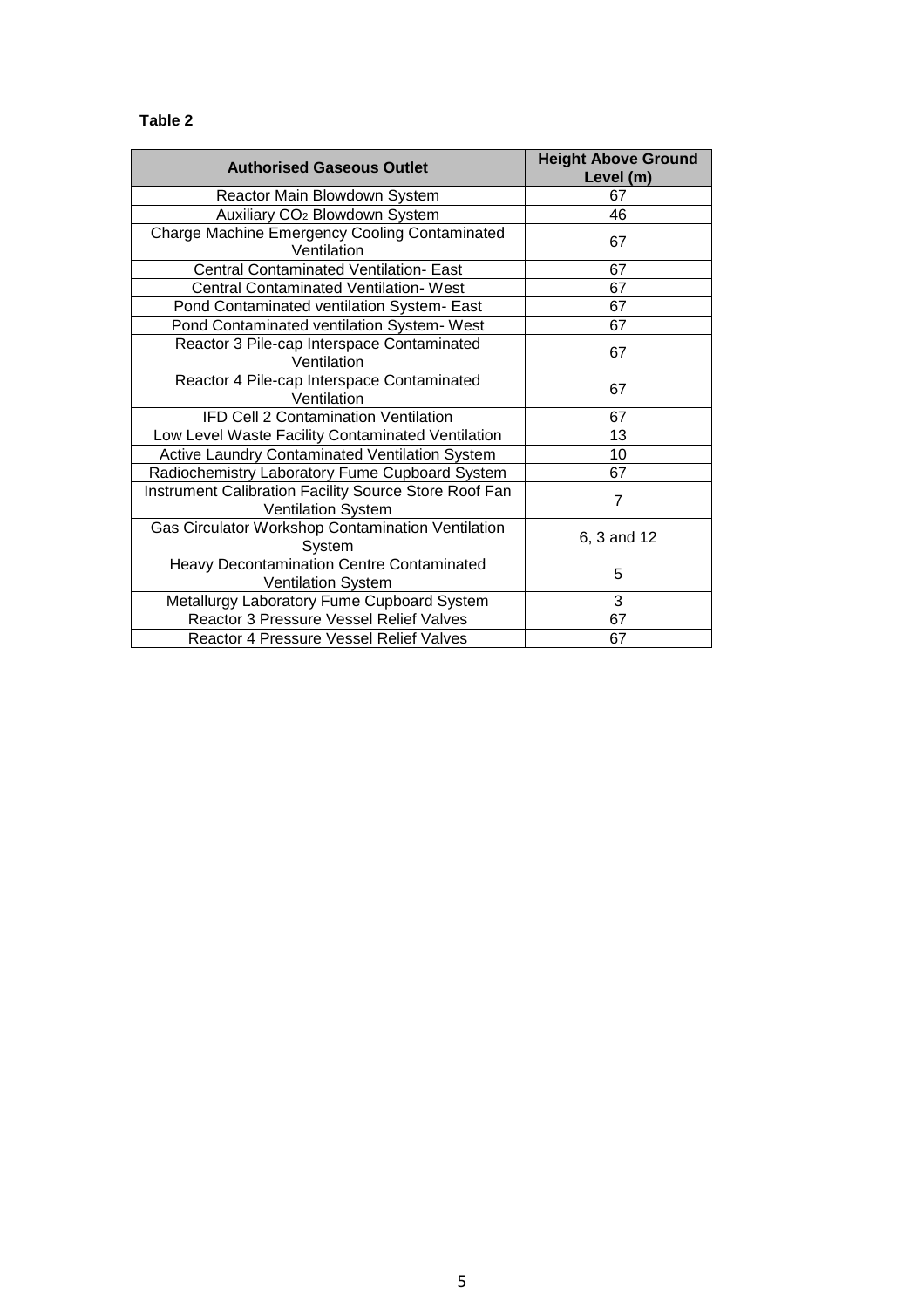**Table 2**

| Authorised Gaseous Outlet | Height Above Ground Level (m) |
|---|---|
| Reactor Main Blowdown System | 67 |
| Auxiliary $CO_2$ Blowdown System | 46 |
| Charge Machine Emergency Cooling Contaminated Ventilation | 67 |
| Central Contaminated Ventilation- East | 67 |
| Central Contaminated Ventilation- West | 67 |
| Pond Contaminated ventilation System- East | 67 |
| Pond Contaminated ventilation System- West | 67 |
| Reactor 3 Pile-cap Interspace Contaminated Ventilation | 67 |
| Reactor 4 Pile-cap Interspace Contaminated Ventilation | 67 |
| IFD Cell 2 Contamination Ventilation | 67 |
| Low Level Waste Facility Contaminated Ventilation | 13 |
| Active Laundry Contaminated Ventilation System | 10 |
| Radiochemistry Laboratory Fume Cupboard System | 67 |
| Instrument Calibration Facility Source Store Roof Fan Ventilation System | 7 |
| Gas Circulator Workshop Contamination Ventilation System | 6, 3 and 12 |
| Heavy Decontamination Centre Contaminated Ventilation System | 5 |
| Metallurgy Laboratory Fume Cupboard System | 3 |
| Reactor 3 Pressure Vessel Relief Valves | 67 |
| Reactor 4 Pressure Vessel Relief Valves | 67 |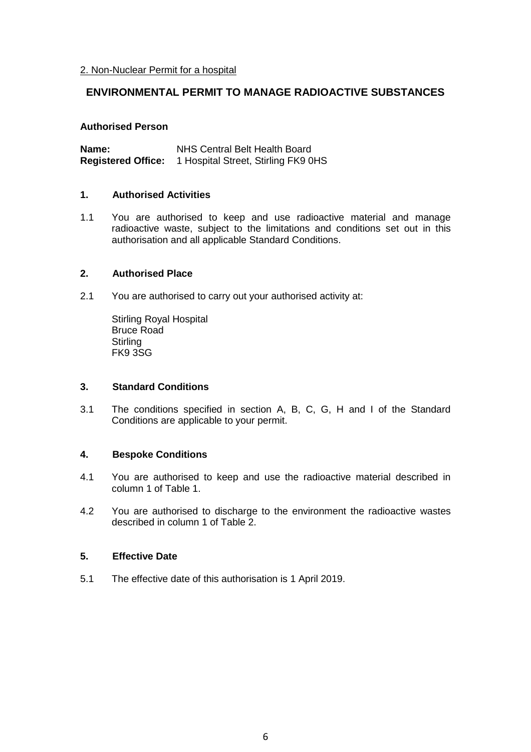2. Non-Nuclear Permit for a hospital

## ENVIRONMENTAL PERMIT TO MANAGE RADIOACTIVE SUBSTANCES

**Authorised Person**

**Name:** NHS Central Belt Health Board
**Registered Office:** 1 Hospital Street, Stirling FK9 0HS

### 1. Authorised Activities

1.1 You are authorised to keep and use radioactive material and manage radioactive waste, subject to the limitations and conditions set out in this authorisation and all applicable Standard Conditions.

### 2. Authorised Place

2.1 You are authorised to carry out your authorised activity at:

Stirling Royal Hospital
Bruce Road
Stirling
FK9 3SG

### 3. Standard Conditions

3.1 The conditions specified in section A, B, C, G, H and I of the Standard Conditions are applicable to your permit.

### 4. Bespoke Conditions

4.1 You are authorised to keep and use the radioactive material described in column 1 of Table 1.

4.2 You are authorised to discharge to the environment the radioactive wastes described in column 1 of Table 2.

### 5. Effective Date

5.1 The effective date of this authorisation is 1 April 2019.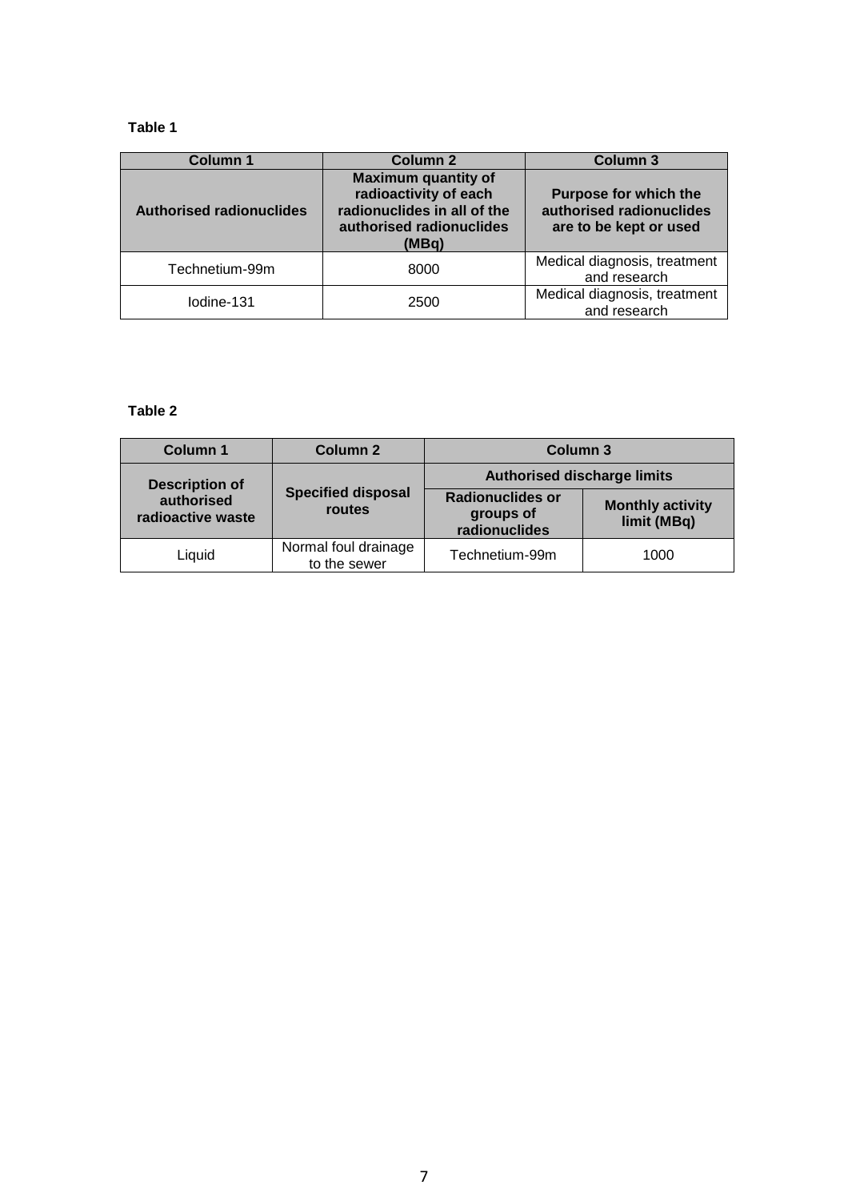**Table 1**

| Column 1 | Column 2 | Column 3 |
|---|---|---|
| **Authorised radionuclides** | **Maximum quantity of radioactivity of each radionuclides in all of the authorised radionuclides (MBq)** | **Purpose for which the authorised radionuclides are to be kept or used** |
| Technetium-99m | 8000 | Medical diagnosis, treatment and research |
| Iodine-131 | 2500 | Medical diagnosis, treatment and research |

**Table 2**

| Column 1 | Column 2 | Column 3 | |
|---|---|---|---|
| **Description of authorised radioactive waste** | **Specified disposal routes** | **Authorised discharge limits** | |
| | | **Radionuclides or groups of radionuclides** | **Monthly activity limit (MBq)** |
| Liquid | Normal foul drainage to the sewer | Technetium-99m | 1000 |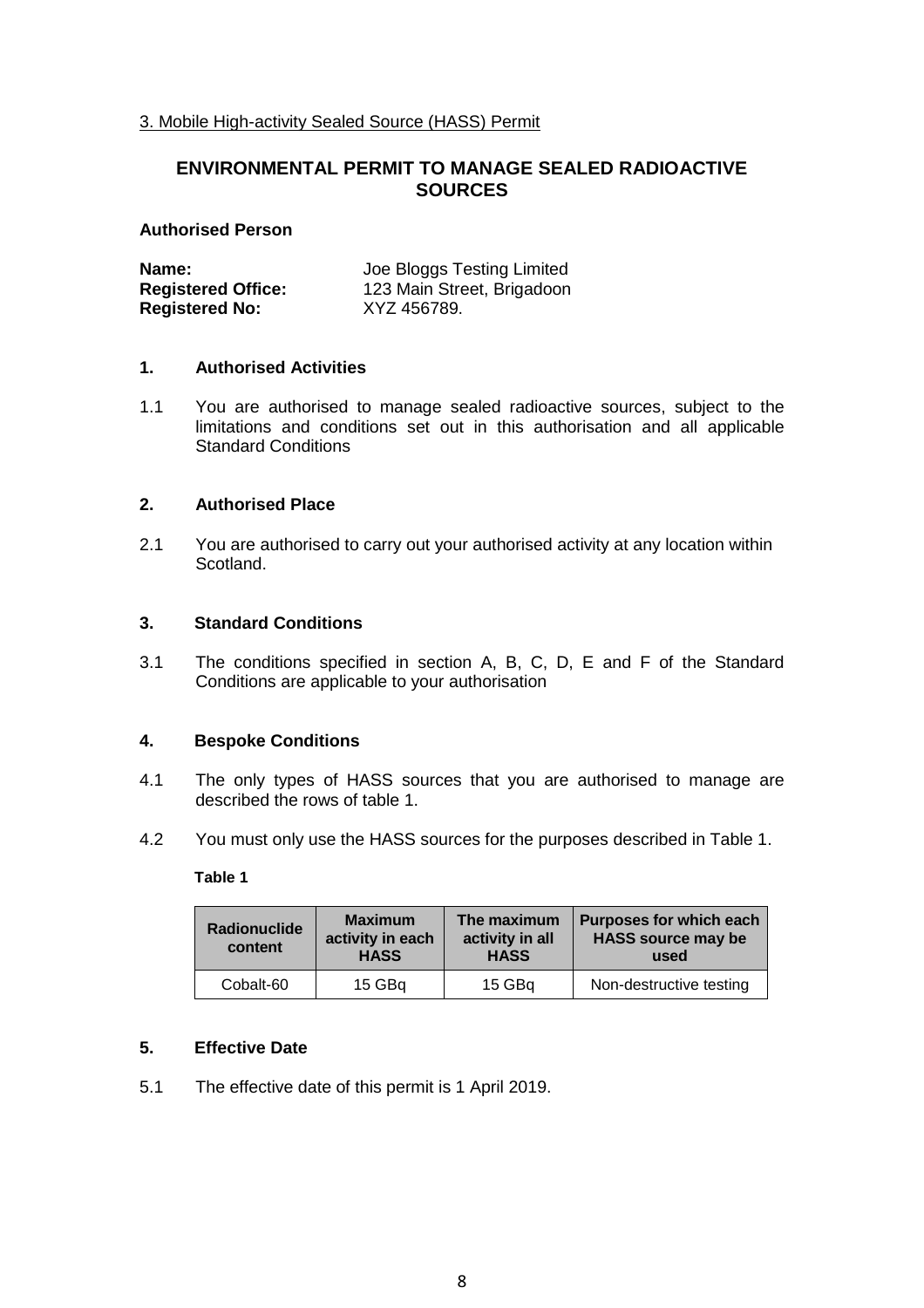3. Mobile High-activity Sealed Source (HASS) Permit

## ENVIRONMENTAL PERMIT TO MANAGE SEALED RADIOACTIVE SOURCES

**Authorised Person**

**Name:** Joe Bloggs Testing Limited
**Registered Office:** 123 Main Street, Brigadoon
**Registered No:** XYZ 456789.

### 1. Authorised Activities

1.1 You are authorised to manage sealed radioactive sources, subject to the limitations and conditions set out in this authorisation and all applicable Standard Conditions

### 2. Authorised Place

2.1 You are authorised to carry out your authorised activity at any location within Scotland.

### 3. Standard Conditions

3.1 The conditions specified in section A, B, C, D, E and F of the Standard Conditions are applicable to your authorisation

### 4. Bespoke Conditions

4.1 The only types of HASS sources that you are authorised to manage are described the rows of table 1.

4.2 You must only use the HASS sources for the purposes described in Table 1.

**Table 1**

| Radionuclide content | Maximum activity in each HASS | The maximum activity in all HASS | Purposes for which each HASS source may be used |
|---|---|---|---|
| Cobalt-60 | 15 GBq | 15 GBq | Non-destructive testing |

### 5. Effective Date

5.1 The effective date of this permit is 1 April 2019.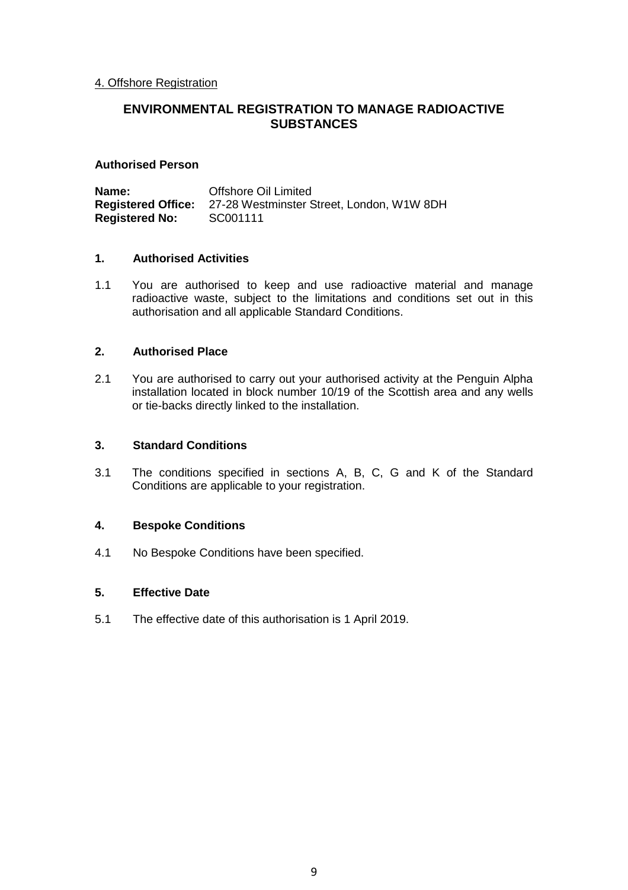4. Offshore Registration

## ENVIRONMENTAL REGISTRATION TO MANAGE RADIOACTIVE SUBSTANCES

**Authorised Person**

**Name:** Offshore Oil Limited
**Registered Office:** 27-28 Westminster Street, London, W1W 8DH
**Registered No:** SC001111

### 1. Authorised Activities

1.1 You are authorised to keep and use radioactive material and manage radioactive waste, subject to the limitations and conditions set out in this authorisation and all applicable Standard Conditions.

### 2. Authorised Place

2.1 You are authorised to carry out your authorised activity at the Penguin Alpha installation located in block number 10/19 of the Scottish area and any wells or tie-backs directly linked to the installation.

### 3. Standard Conditions

3.1 The conditions specified in sections A, B, C, G and K of the Standard Conditions are applicable to your registration.

### 4. Bespoke Conditions

4.1 No Bespoke Conditions have been specified.

### 5. Effective Date

5.1 The effective date of this authorisation is 1 April 2019.